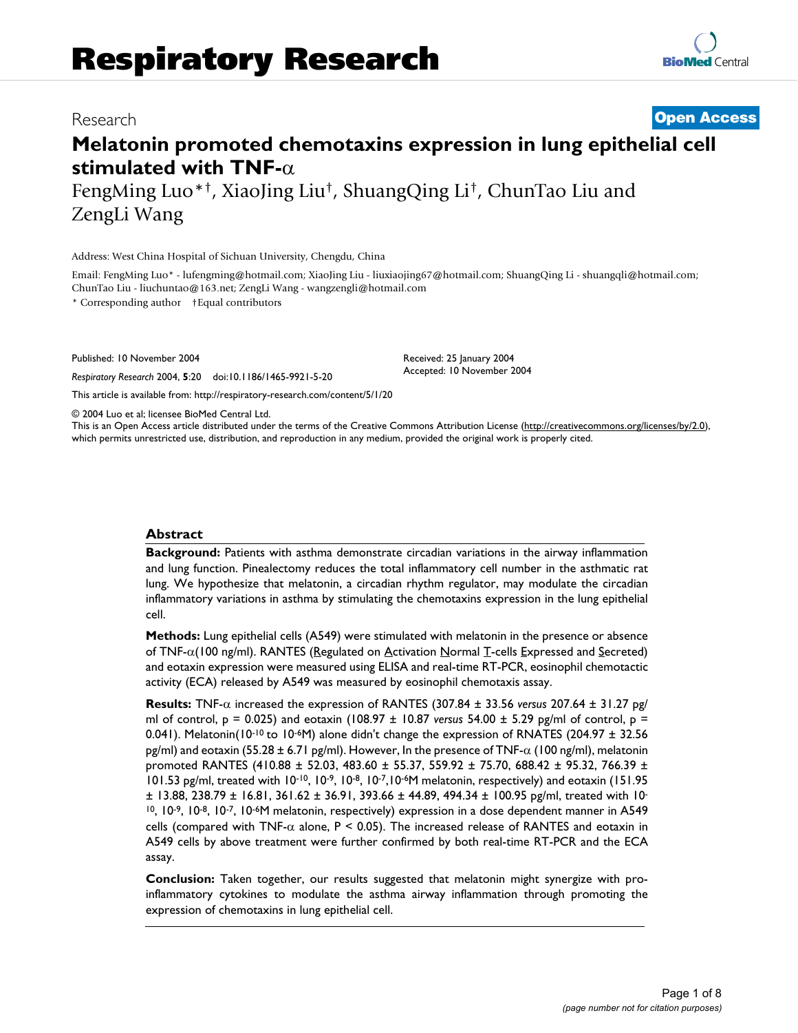Research

**Open Access**

# Melatonin promoted chemotaxins expression in lung epithelial cell stimulated with TNF-α

FengMing Luo*†, XiaoJing Liu†, ShuangQing Li†, ChunTao Liu and ZengLi Wang

Address: West China Hospital of Sichuan University, Chengdu, China

Email: FengMing Luo* - lufengming@hotmail.com; XiaoJing Liu - liuxiaojing67@hotmail.com; ShuangQing Li - shuangqli@hotmail.com; ChunTao Liu - liuchuntao@163.net; ZengLi Wang - wangzengli@hotmail.com

* Corresponding author †Equal contributors

Published: 10 November 2004

*Respiratory Research* 2004, **5**:20 doi:10.1186/1465-9921-5-20

Received: 25 January 2004
Accepted: 10 November 2004

This article is available from: http://respiratory-research.com/content/5/1/20

© 2004 Luo et al; licensee BioMed Central Ltd.
This is an Open Access article distributed under the terms of the Creative Commons Attribution License (http://creativecommons.org/licenses/by/2.0), which permits unrestricted use, distribution, and reproduction in any medium, provided the original work is properly cited.

## Abstract

**Background:** Patients with asthma demonstrate circadian variations in the airway inflammation and lung function. Pinealectomy reduces the total inflammatory cell number in the asthmatic rat lung. We hypothesize that melatonin, a circadian rhythm regulator, may modulate the circadian inflammatory variations in asthma by stimulating the chemotaxins expression in the lung epithelial cell.

**Methods:** Lung epithelial cells (A549) were stimulated with melatonin in the presence or absence of TNF-α(100 ng/ml). RANTES (Regulated on Activation Normal T-cells Expressed and Secreted) and eotaxin expression were measured using ELISA and real-time RT-PCR, eosinophil chemotactic activity (ECA) released by A549 was measured by eosinophil chemotaxis assay.

**Results:** TNF-α increased the expression of RANTES (307.84 ± 33.56 *versus* 207.64 ± 31.27 pg/ml of control, p = 0.025) and eotaxin (108.97 ± 10.87 *versus* 54.00 ± 5.29 pg/ml of control, p = 0.041). Melatonin($10^{-10}$ to $10^{-6}$M) alone didn't change the expression of RNATES (204.97 ± 32.56 pg/ml) and eotaxin (55.28 ± 6.71 pg/ml). However, In the presence of TNF-α (100 ng/ml), melatonin promoted RANTES (410.88 ± 52.03, 483.60 ± 55.37, 559.92 ± 75.70, 688.42 ± 95.32, 766.39 ± 101.53 pg/ml, treated with $10^{-10}$, $10^{-9}$, $10^{-8}$, $10^{-7}$,$10^{-6}$M melatonin, respectively) and eotaxin (151.95 ± 13.88, 238.79 ± 16.81, 361.62 ± 36.91, 393.66 ± 44.89, 494.34 ± 100.95 pg/ml, treated with $10^{-10}$, $10^{-9}$, $10^{-8}$, $10^{-7}$, $10^{-6}$M melatonin, respectively) expression in a dose dependent manner in A549 cells (compared with TNF-α alone, P < 0.05). The increased release of RANTES and eotaxin in A549 cells by above treatment were further confirmed by both real-time RT-PCR and the ECA assay.

**Conclusion:** Taken together, our results suggested that melatonin might synergize with pro-inflammatory cytokines to modulate the asthma airway inflammation through promoting the expression of chemotaxins in lung epithelial cell.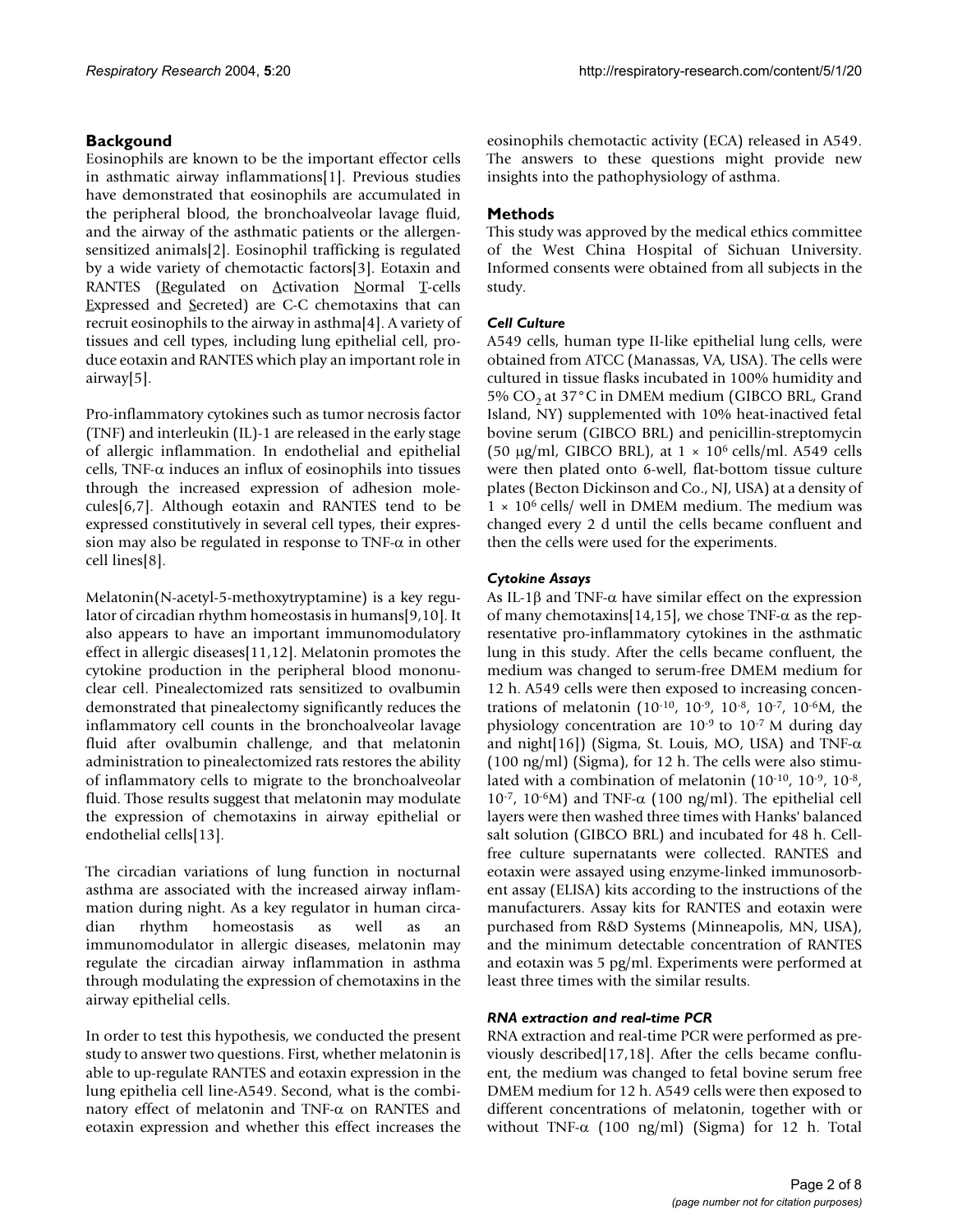## Backgound

Eosinophils are known to be the important effector cells in asthmatic airway inflammations[1]. Previous studies have demonstrated that eosinophils are accumulated in the peripheral blood, the bronchoalveolar lavage fluid, and the airway of the asthmatic patients or the allergen-sensitized animals[2]. Eosinophil trafficking is regulated by a wide variety of chemotactic factors[3]. Eotaxin and RANTES (Regulated on Activation Normal T-cells Expressed and Secreted) are C-C chemotaxins that can recruit eosinophils to the airway in asthma[4]. A variety of tissues and cell types, including lung epithelial cell, produce eotaxin and RANTES which play an important role in airway[5].

Pro-inflammatory cytokines such as tumor necrosis factor (TNF) and interleukin (IL)-1 are released in the early stage of allergic inflammation. In endothelial and epithelial cells, TNF-$\alpha$ induces an influx of eosinophils into tissues through the increased expression of adhesion molecules[6,7]. Although eotaxin and RANTES tend to be expressed constitutively in several cell types, their expression may also be regulated in response to TNF-$\alpha$ in other cell lines[8].

Melatonin(N-acetyl-5-methoxytryptamine) is a key regulator of circadian rhythm homeostasis in humans[9,10]. It also appears to have an important immunomodulatory effect in allergic diseases[11,12]. Melatonin promotes the cytokine production in the peripheral blood mononuclear cell. Pinealectomized rats sensitized to ovalbumin demonstrated that pinealectomy significantly reduces the inflammatory cell counts in the bronchoalveolar lavage fluid after ovalbumin challenge, and that melatonin administration to pinealectomized rats restores the ability of inflammatory cells to migrate to the bronchoalveolar fluid. Those results suggest that melatonin may modulate the expression of chemotaxins in airway epithelial or endothelial cells[13].

The circadian variations of lung function in nocturnal asthma are associated with the increased airway inflammation during night. As a key regulator in human circadian rhythm homeostasis as well as an immunomodulator in allergic diseases, melatonin may regulate the circadian airway inflammation in asthma through modulating the expression of chemotaxins in the airway epithelial cells.

In order to test this hypothesis, we conducted the present study to answer two questions. First, whether melatonin is able to up-regulate RANTES and eotaxin expression in the lung epithelia cell line-A549. Second, what is the combinatory effect of melatonin and TNF-$\alpha$ on RANTES and eotaxin expression and whether this effect increases the eosinophils chemotactic activity (ECA) released in A549. The answers to these questions might provide new insights into the pathophysiology of asthma.

## Methods

This study was approved by the medical ethics committee of the West China Hospital of Sichuan University. Informed consents were obtained from all subjects in the study.

### *Cell Culture*

A549 cells, human type II-like epithelial lung cells, were obtained from ATCC (Manassas, VA, USA). The cells were cultured in tissue flasks incubated in 100% humidity and 5% $CO_2$ at 37°C in DMEM medium (GIBCO BRL, Grand Island, NY) supplemented with 10% heat-inactived fetal bovine serum (GIBCO BRL) and penicillin-streptomycin (50 μg/ml, GIBCO BRL), at $1 \times 10^6$ cells/ml. A549 cells were then plated onto 6-well, flat-bottom tissue culture plates (Becton Dickinson and Co., NJ, USA) at a density of $1 \times 10^6$ cells/ well in DMEM medium. The medium was changed every 2 d until the cells became confluent and then the cells were used for the experiments.

### *Cytokine Assays*

As IL-1$\beta$ and TNF-$\alpha$ have similar effect on the expression of many chemotaxins[14,15], we chose TNF-$\alpha$ as the representative pro-inflammatory cytokines in the asthmatic lung in this study. After the cells became confluent, the medium was changed to serum-free DMEM medium for 12 h. A549 cells were then exposed to increasing concentrations of melatonin ($10^{-10}$, $10^{-9}$, $10^{-8}$, $10^{-7}$, $10^{-6}$M, the physiology concentration are $10^{-9}$ to $10^{-7}$ M during day and night[16]) (Sigma, St. Louis, MO, USA) and TNF-$\alpha$ (100 ng/ml) (Sigma), for 12 h. The cells were also stimulated with a combination of melatonin ($10^{-10}$, $10^{-9}$, $10^{-8}$, $10^{-7}$, $10^{-6}$M) and TNF-$\alpha$ (100 ng/ml). The epithelial cell layers were then washed three times with Hanks' balanced salt solution (GIBCO BRL) and incubated for 48 h. Cell-free culture supernatants were collected. RANTES and eotaxin were assayed using enzyme-linked immunosorbent assay (ELISA) kits according to the instructions of the manufacturers. Assay kits for RANTES and eotaxin were purchased from R&D Systems (Minneapolis, MN, USA), and the minimum detectable concentration of RANTES and eotaxin was 5 pg/ml. Experiments were performed at least three times with the similar results.

### *RNA extraction and real-time PCR*

RNA extraction and real-time PCR were performed as previously described[17,18]. After the cells became confluent, the medium was changed to fetal bovine serum free DMEM medium for 12 h. A549 cells were then exposed to different concentrations of melatonin, together with or without TNF-$\alpha$ (100 ng/ml) (Sigma) for 12 h. Total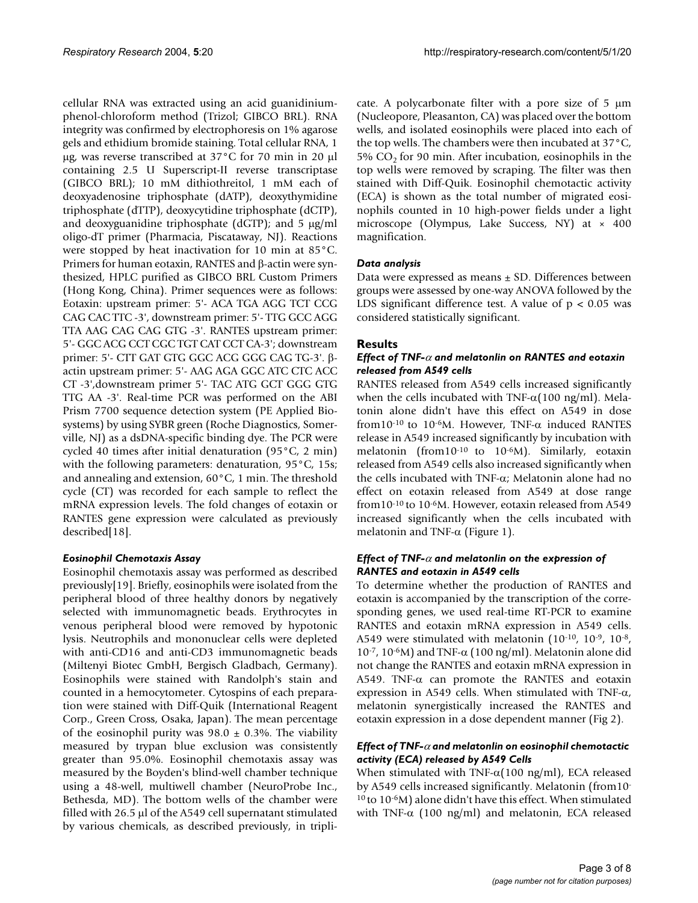cellular RNA was extracted using an acid guanidinium-phenol-chloroform method (Trizol; GIBCO BRL). RNA integrity was confirmed by electrophoresis on 1% agarose gels and ethidium bromide staining. Total cellular RNA, 1 μg, was reverse transcribed at 37°C for 70 min in 20 μl containing 2.5 U Superscript-II reverse transcriptase (GIBCO BRL); 10 mM dithiothreitol, 1 mM each of deoxyadenosine triphosphate (dATP), deoxythymidine triphosphate (dTTP), deoxycytidine triphosphate (dCTP), and deoxyguanidine triphosphate (dGTP); and 5 μg/ml oligo-dT primer (Pharmacia, Piscataway, NJ). Reactions were stopped by heat inactivation for 10 min at 85°C. Primers for human eotaxin, RANTES and β-actin were synthesized, HPLC purified as GIBCO BRL Custom Primers (Hong Kong, China). Primer sequences were as follows: Eotaxin: upstream primer: 5'- ACA TGA AGG TCT CCG CAG CAC TTC -3', downstream primer: 5'- TTG GCC AGG TTA AAG CAG CAG GTG -3'. RANTES upstream primer: 5'- GGC ACG CCT CGC TGT CAT CCT CA-3'; downstream primer: 5'- CTT GAT GTG GGC ACG GGG CAG TG-3'. β-actin upstream primer: 5'- AAG AGA GGC ATC CTC ACC CT -3',downstream primer 5'- TAC ATG GCT GGG GTG TTG AA -3'. Real-time PCR was performed on the ABI Prism 7700 sequence detection system (PE Applied Biosystems) by using SYBR green (Roche Diagnostics, Somerville, NJ) as a dsDNA-specific binding dye. The PCR were cycled 40 times after initial denaturation (95°C, 2 min) with the following parameters: denaturation, 95°C, 15s; and annealing and extension, 60°C, 1 min. The threshold cycle (CT) was recorded for each sample to reflect the mRNA expression levels. The fold changes of eotaxin or RANTES gene expression were calculated as previously described[18].

### *Eosinophil Chemotaxis Assay*

Eosinophil chemotaxis assay was performed as described previously[19]. Briefly, eosinophils were isolated from the peripheral blood of three healthy donors by negatively selected with immunomagnetic beads. Erythrocytes in venous peripheral blood were removed by hypotonic lysis. Neutrophils and mononuclear cells were depleted with anti-CD16 and anti-CD3 immunomagnetic beads (Miltenyi Biotec GmbH, Bergisch Gladbach, Germany). Eosinophils were stained with Randolph's stain and counted in a hemocytometer. Cytospins of each preparation were stained with Diff-Quik (International Reagent Corp., Green Cross, Osaka, Japan). The mean percentage of the eosinophil purity was 98.0 ± 0.3%. The viability measured by trypan blue exclusion was consistently greater than 95.0%. Eosinophil chemotaxis assay was measured by the Boyden's blind-well chamber technique using a 48-well, multiwell chamber (NeuroProbe Inc., Bethesda, MD). The bottom wells of the chamber were filled with 26.5 μl of the A549 cell supernatant stimulated by various chemicals, as described previously, in triplicate. A polycarbonate filter with a pore size of 5 μm (Nucleopore, Pleasanton, CA) was placed over the bottom wells, and isolated eosinophils were placed into each of the top wells. The chambers were then incubated at 37°C, 5% $CO_2$ for 90 min. After incubation, eosinophils in the top wells were removed by scraping. The filter was then stained with Diff-Quik. Eosinophil chemotactic activity (ECA) is shown as the total number of migrated eosinophils counted in 10 high-power fields under a light microscope (Olympus, Lake Success, NY) at × 400 magnification.

### *Data analysis*

Data were expressed as means ± SD. Differences between groups were assessed by one-way ANOVA followed by the LDS significant difference test. A value of $p < 0.05$ was considered statistically significant.

## Results

### *Effect of TNF-α and melatonlin on RANTES and eotaxin released from A549 cells*

RANTES released from A549 cells increased significantly when the cells incubated with TNF-α(100 ng/ml). Melatonin alone didn't have this effect on A549 in dose from$10^{-10}$ to $10^{-6}$M. However, TNF-α induced RANTES release in A549 increased significantly by incubation with melatonin (from$10^{-10}$ to $10^{-6}$M). Similarly, eotaxin released from A549 cells also increased significantly when the cells incubated with TNF-α; Melatonin alone had no effect on eotaxin released from A549 at dose range from$10^{-10}$ to $10^{-6}$M. However, eotaxin released from A549 increased significantly when the cells incubated with melatonin and TNF-α (Figure 1).

### *Effect of TNF-α and melatonlin on the expression of RANTES and eotaxin in A549 cells*

To determine whether the production of RANTES and eotaxin is accompanied by the transcription of the corresponding genes, we used real-time RT-PCR to examine RANTES and eotaxin mRNA expression in A549 cells. A549 were stimulated with melatonin ($10^{-10}$, $10^{-9}$, $10^{-8}$, $10^{-7}$, $10^{-6}$M) and TNF-α (100 ng/ml). Melatonin alone did not change the RANTES and eotaxin mRNA expression in A549. TNF-α can promote the RANTES and eotaxin expression in A549 cells. When stimulated with TNF-α, melatonin synergistically increased the RANTES and eotaxin expression in a dose dependent manner (Fig 2).

### *Effect of TNF-α and melatonlin on eosinophil chemotactic activity (ECA) released by A549 Cells*

When stimulated with TNF-α(100 ng/ml), ECA released by A549 cells increased significantly. Melatonin (from$10^{-10}$ to $10^{-6}$M) alone didn't have this effect. When stimulated with TNF-α (100 ng/ml) and melatonin, ECA released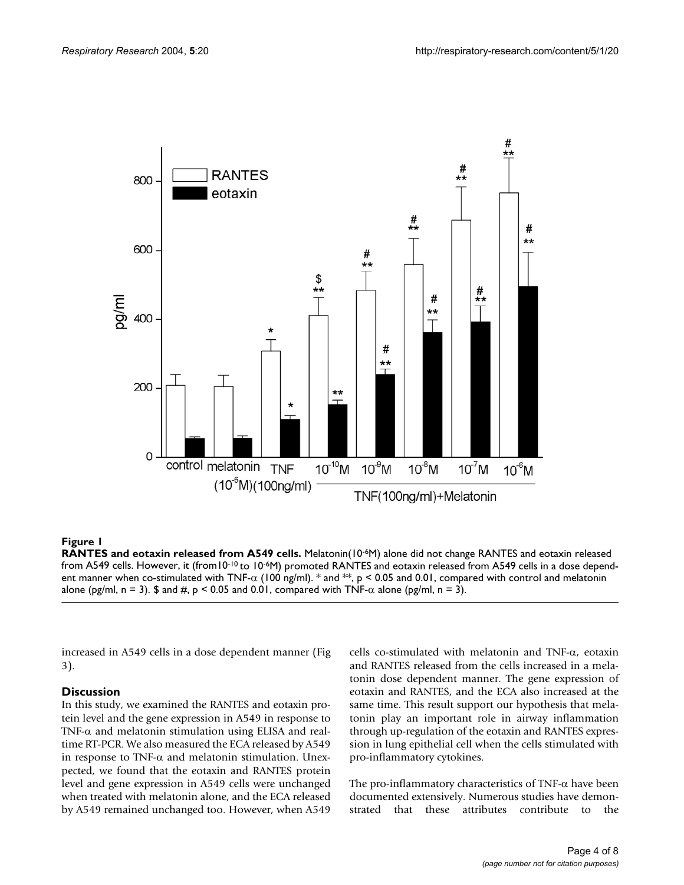**Figure 1**

**RANTES and eotaxin released from A549 cells.** Melatonin($10^{-6}$M) alone did not change RANTES and eotaxin released from A549 cells. However, it (from$10^{-10}$ to $10^{-6}$M) promoted RANTES and eotaxin released from A549 cells in a dose dependent manner when co-stimulated with TNF-$\alpha$ (100 ng/ml). * and **, $p < 0.05$ and 0.01, compared with control and melatonin alone (pg/ml, n = 3). $ and #, $p < 0.05$ and 0.01, compared with TNF-$\alpha$ alone (pg/ml, n = 3).

increased in A549 cells in a dose dependent manner (Fig 3).

## Discussion

In this study, we examined the RANTES and eotaxin protein level and the gene expression in A549 in response to TNF-$\alpha$ and melatonin stimulation using ELISA and real-time RT-PCR. We also measured the ECA released by A549 in response to TNF-$\alpha$ and melatonin stimulation. Unexpected, we found that the eotaxin and RANTES protein level and gene expression in A549 cells were unchanged when treated with melatonin alone, and the ECA released by A549 remained unchanged too. However, when A549 cells co-stimulated with melatonin and TNF-$\alpha$, eotaxin and RANTES released from the cells increased in a melatonin dose dependent manner. The gene expression of eotaxin and RANTES, and the ECA also increased at the same time. This result support our hypothesis that melatonin play an important role in airway inflammation through up-regulation of the eotaxin and RANTES expression in lung epithelial cell when the cells stimulated with pro-inflammatory cytokines.

The pro-inflammatory characteristics of TNF-$\alpha$ have been documented extensively. Numerous studies have demonstrated that these attributes contribute to the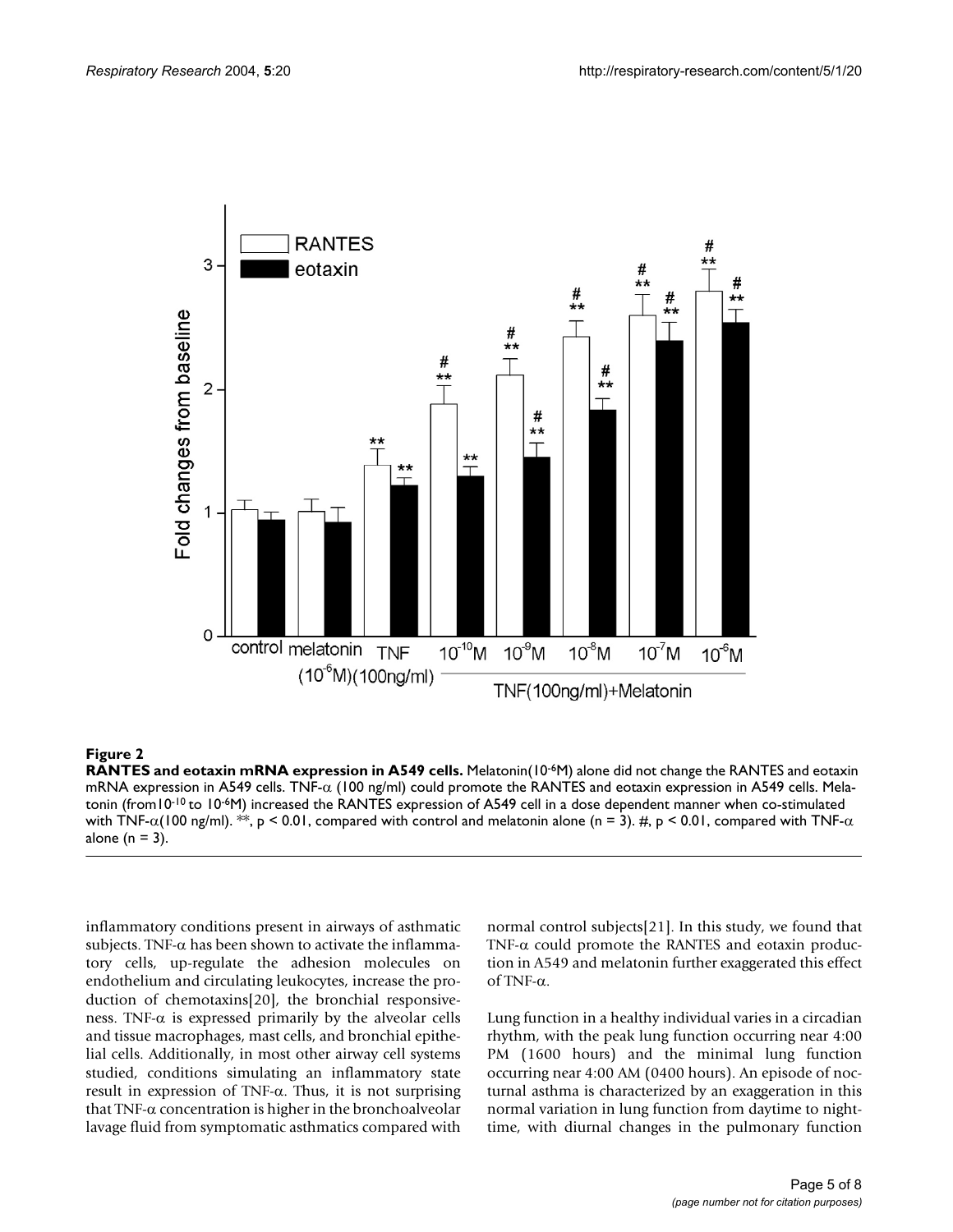**Figure 2**

**RANTES and eotaxin mRNA expression in A549 cells.** Melatonin($10^{-6}$M) alone did not change the RANTES and eotaxin mRNA expression in A549 cells. TNF-α (100 ng/ml) could promote the RANTES and eotaxin expression in A549 cells. Melatonin (from$10^{-10}$ to $10^{-6}$M) increased the RANTES expression of A549 cell in a dose dependent manner when co-stimulated with TNF-α(100 ng/ml). **, $p < 0.01$, compared with control and melatonin alone (n = 3). #, $p < 0.01$, compared with TNF-α alone (n = 3).

inflammatory conditions present in airways of asthmatic subjects. TNF-α has been shown to activate the inflammatory cells, up-regulate the adhesion molecules on endothelium and circulating leukocytes, increase the production of chemotaxins[20], the bronchial responsiveness. TNF-α is expressed primarily by the alveolar cells and tissue macrophages, mast cells, and bronchial epithelial cells. Additionally, in most other airway cell systems studied, conditions simulating an inflammatory state result in expression of TNF-α. Thus, it is not surprising that TNF-α concentration is higher in the bronchoalveolar lavage fluid from symptomatic asthmatics compared with normal control subjects[21]. In this study, we found that TNF-α could promote the RANTES and eotaxin production in A549 and melatonin further exaggerated this effect of TNF-α.

Lung function in a healthy individual varies in a circadian rhythm, with the peak lung function occurring near 4:00 PM (1600 hours) and the minimal lung function occurring near 4:00 AM (0400 hours). An episode of nocturnal asthma is characterized by an exaggeration in this normal variation in lung function from daytime to nighttime, with diurnal changes in the pulmonary function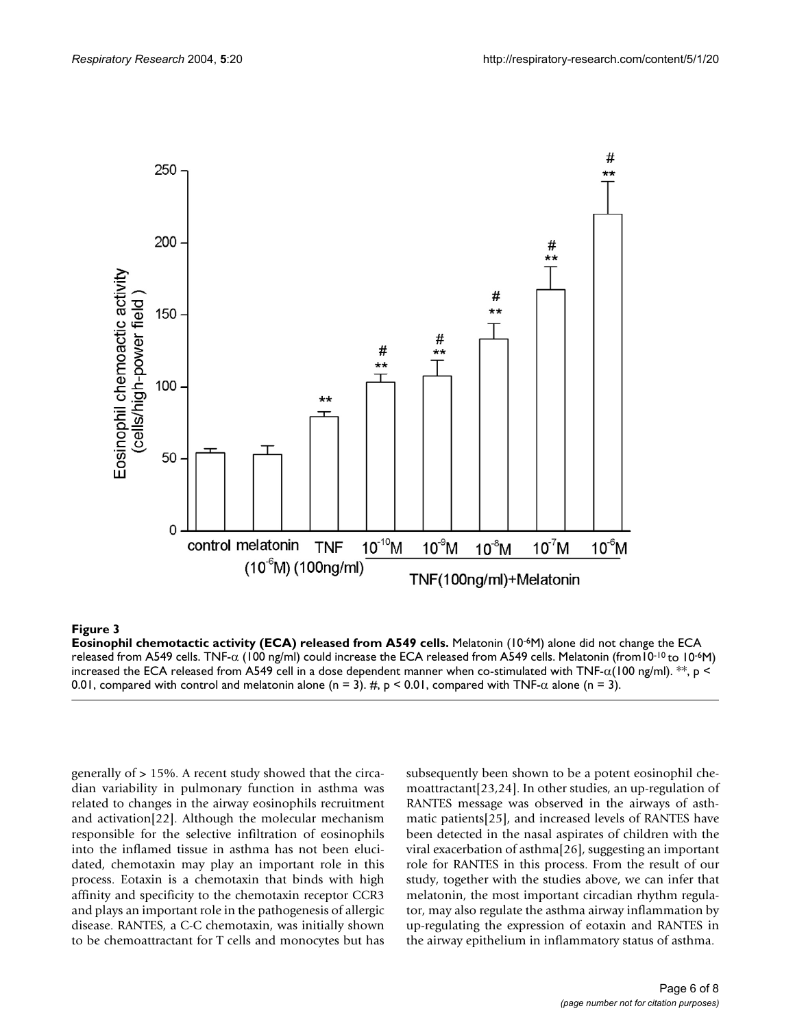**Figure 3**

**Eosinophil chemotactic activity (ECA) released from A549 cells.** Melatonin ($10^{-6}$M) alone did not change the ECA released from A549 cells. TNF-α (100 ng/ml) could increase the ECA released from A549 cells. Melatonin (from $10^{-10}$ to $10^{-6}$M) increased the ECA released from A549 cell in a dose dependent manner when co-stimulated with TNF-α(100 ng/ml). **, $p < 0.01$, compared with control and melatonin alone (n = 3). #, $p < 0.01$, compared with TNF-α alone (n = 3).

generally of > 15%. A recent study showed that the circadian variability in pulmonary function in asthma was related to changes in the airway eosinophils recruitment and activation[22]. Although the molecular mechanism responsible for the selective infiltration of eosinophils into the inflamed tissue in asthma has not been elucidated, chemotaxin may play an important role in this process. Eotaxin is a chemotaxin that binds with high affinity and specificity to the chemotaxin receptor CCR3 and plays an important role in the pathogenesis of allergic disease. RANTES, a C-C chemotaxin, was initially shown to be chemoattractant for T cells and monocytes but has subsequently been shown to be a potent eosinophil chemoattractant[23,24]. In other studies, an up-regulation of RANTES message was observed in the airways of asthmatic patients[25], and increased levels of RANTES have been detected in the nasal aspirates of children with the viral exacerbation of asthma[26], suggesting an important role for RANTES in this process. From the result of our study, together with the studies above, we can infer that melatonin, the most important circadian rhythm regulator, may also regulate the asthma airway inflammation by up-regulating the expression of eotaxin and RANTES in the airway epithelium in inflammatory status of asthma.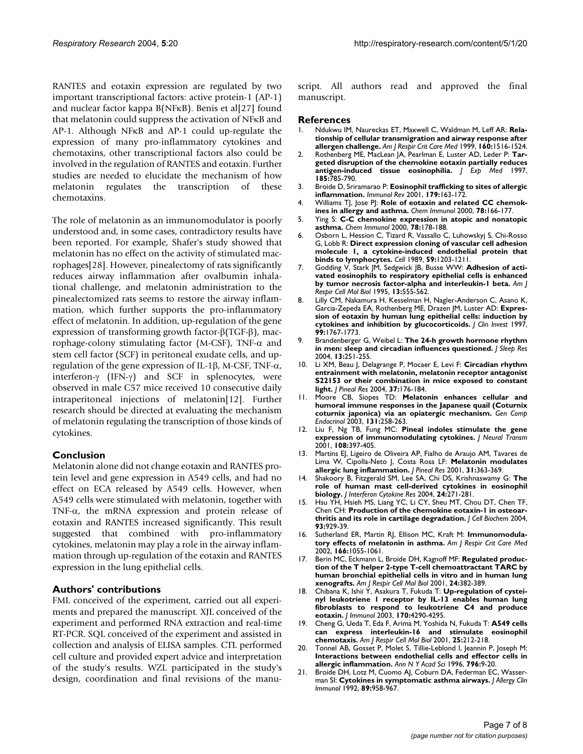RANTES and eotaxin expression are regulated by two important transcriptional factors: active protein-1 (AP-1) and nuclear factor kappa B(NFκB). Benis et al[27] found that melatonin could suppress the activation of NFκB and AP-1. Although NFκB and AP-1 could up-regulate the expression of many pro-inflammatory cytokines and chemotaxins, other transcriptional factors also could be involved in the regulation of RANTES and eotaxin. Further studies are needed to elucidate the mechanism of how melatonin regulates the transcription of these chemotaxins.

The role of melatonin as an immunomodulator is poorly understood and, in some cases, contradictory results have been reported. For example, Shafer's study showed that melatonin has no effect on the activity of stimulated macrophages[28]. However, pinealectomy of rats significantly reduces airway inflammation after ovalbumin inhalational challenge, and melatonin administration to the pinealectomized rats seems to restore the airway inflammation, which further supports the pro-inflammatory effect of melatonin. In addition, up-regulation of the gene expression of transforming growth factor-β(TGF-β), macrophage-colony stimulating factor (M-CSF), TNF-α and stem cell factor (SCF) in peritoneal exudate cells, and up-regulation of the gene expression of IL-1β, M-CSF, TNF-α, interferon-γ (IFN-γ) and SCF in splenocytes, were observed in male C57 mice received 10 consecutive daily intraperitoneal injections of melatonin[12]. Further research should be directed at evaluating the mechanism of melatonin regulating the transcription of those kinds of cytokines.

## Conclusion

Melatonin alone did not change eotaxin and RANTES protein level and gene expression in A549 cells, and had no effect on ECA released by A549 cells. However, when A549 cells were stimulated with melatonin, together with TNF-α, the mRNA expression and protein release of eotaxin and RANTES increased significantly. This result suggested that combined with pro-inflammatory cytokines, melatonin may play a role in the airway inflammation through up-regulation of the eotaxin and RANTES expression in the lung epithelial cells.

## Authors' contributions

FML conceived of the experiment, carried out all experiments and prepared the manuscript. XJL conceived of the experiment and performed RNA extraction and real-time RT-PCR. SQL conceived of the experiment and assisted in collection and analysis of ELISA samples. CTL performed cell culture and provided expert advice and interpretation of the study's results. WZL participated in the study's design, coordination and final revisions of the manuscript. All authors read and approved the final manuscript.

## References

1. Ndukwu IM, Naureckas ET, Maxwell C, Waldman M, Leff AR: **Relationship of cellular transmigration and airway response after allergen challenge.** *Am J Respir Crit Care Med* 1999, **160:**1516-1524.
2. Rothenberg ME, MacLean JA, Pearlman E, Luster AD, Leder P: **Targeted disruption of the chemokine eotaxin partially reduces antigen-induced tissue eosinophilia.** *J Exp Med* 1997, **185:**785-790.
3. Broide D, Sriramarao P: **Eosinophil trafficking to sites of allergic inflammation.** *Immunol Rev* 2001, **179:**163-172.
4. Williams TJ, Jose PJ: **Role of eotaxin and related CC chemokines in allergy and asthma.** *Chem Immunol* 2000, **78:**166-177.
5. Ying S: **C-C chemokine expression in atopic and nonatopic asthma.** *Chem Immunol* 2000, **78:**178-188.
6. Osborn L, Hession C, Tizard R, Vassallo C, Luhowskyj S, Chi-Rosso G, Lobb R: **Direct expression cloning of vascular cell adhesion molecule 1, a cytokine-induced endothelial protein that binds to lymphocytes.** *Cell* 1989, **59:**1203-1211.
7. Godding V, Stark JM, Sedgwick JB, Busse WW: **Adhesion of activated eosinophils to respiratory epithelial cells is enhanced by tumor necrosis factor-alpha and interleukin-1 beta.** *Am J Respir Cell Mol Biol* 1995, **13:**555-562.
8. Lilly CM, Nakamura H, Kesselman H, Nagler-Anderson C, Asano K, Garcia-Zepeda EA, Rothenberg ME, Drazen JM, Luster AD: **Expression of eotaxin by human lung epithelial cells: induction by cytokines and inhibition by glucocorticoids.** *J Clin Invest* 1997, **99:**1767-1773.
9. Brandenberger G, Weibel L: **The 24-h growth hormone rhythm in men: sleep and circadian influences questioned.** *J Sleep Res* 2004, **13:**251-255.
10. Li XM, Beau J, Delagrange P, Mocaer E, Levi F: **Circadian rhythm entrainment with melatonin, melatonin receptor antagonist S22153 or their combination in mice exposed to constant light.** *J Pineal Res* 2004, **37:**176-184.
11. Moore CB, Siopes TD: **Melatonin enhances cellular and humoral immune responses in the Japanese quail (Coturnix coturnix japonica) via an opiatergic mechanism.** *Gen Comp Endocrinol* 2003, **131:**258-263.
12. Liu F, Ng TB, Fung MC: **Pineal indoles stimulate the gene expression of immunomodulating cytokines.** *J Neural Transm* 2001, **108:**397-405.
13. Martins EJ, Ligeiro de Oliveira AP, Fialho de Araujo AM, Tavares de Lima W, Cipolla-Neto J, Costa Rosa LF: **Melatonin modulates allergic lung inflammation.** *J Pineal Res* 2001, **31:**363-369.
14. Shakoory B, Fitzgerald SM, Lee SA, Chi DS, Krishnaswamy G: **The role of human mast cell-derived cytokines in eosinophil biology.** *J Interferon Cytokine Res* 2004, **24:**271-281.
15. Hsu YH, Hsieh MS, Liang YC, Li CY, Sheu MT, Chou DT, Chen TF, Chen CH: **Production of the chemokine eotaxin-1 in osteoarthritis and its role in cartilage degradation.** *J Cell Biochem* 2004, **93:**929-39.
16. Sutherland ER, Martin RJ, Ellison MC, Kraft M: **Immunomodulatory effects of melatonin in asthma.** *Am J Respir Crit Care Med* 2002, **166:**1055-1061.
17. Berin MC, Eckmann L, Broide DH, Kagnoff MF: **Regulated production of the T helper 2-type T-cell chemoattractant TARC by human bronchial epithelial cells in vitro and in human lung xenografts.** *Am J Respir Cell Mol Biol* 2001, **24:**382-389.
18. Chibana K, Ishii Y, Asakura T, Fukuda T: **Up-regulation of cysteinyl leukotriene 1 receptor by IL-13 enables human lung fibroblasts to respond to leukotriene C4 and produce eotaxin.** *J Immunol* 2003, **170:**4290-4295.
19. Cheng G, Ueda T, Eda F, Arima M, Yoshida N, Fukuda T: **A549 cells can express interleukin-16 and stimulate eosinophil chemotaxis.** *Am J Respir Cell Mol Biol* 2001, **25:**212-218.
20. Tonnel AB, Gosset P, Molet S, Tillie-Leblond I, Jeannin P, Joseph M: **Interactions between endothelial cells and effector cells in allergic inflammation.** *Ann N Y Acad Sci* 1996, **796:**9-20.
21. Broide DH, Lotz M, Cuomo AJ, Coburn DA, Federman EC, Wasserman SI: **Cytokines in symptomatic asthma airways.** *J Allergy Clin Immunol* 1992, **89:**958-967.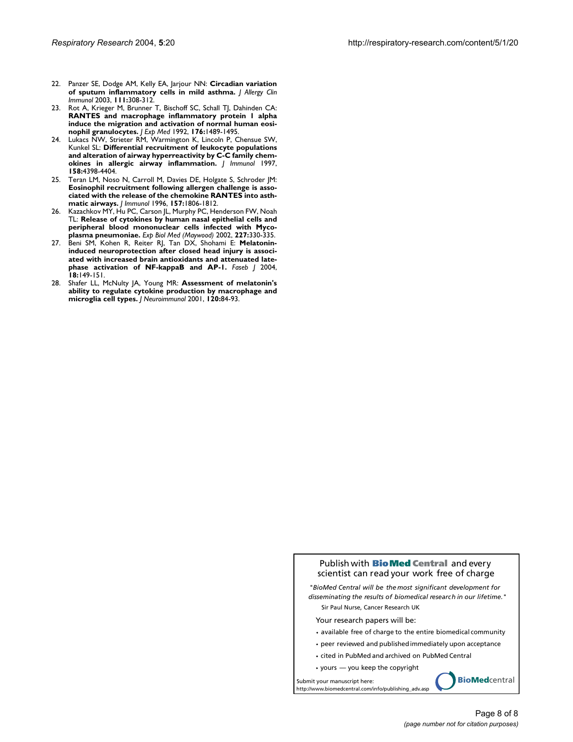22. Panzer SE, Dodge AM, Kelly EA, Jarjour NN: **Circadian variation of sputum inflammatory cells in mild asthma.** *J Allergy Clin Immunol* 2003, **111:**308-312.
23. Rot A, Krieger M, Brunner T, Bischoff SC, Schall TJ, Dahinden CA: **RANTES and macrophage inflammatory protein 1 alpha induce the migration and activation of normal human eosinophil granulocytes.** *J Exp Med* 1992, **176:**1489-1495.
24. Lukacs NW, Strieter RM, Warmington K, Lincoln P, Chensue SW, Kunkel SL: **Differential recruitment of leukocyte populations and alteration of airway hyperreactivity by C-C family chemokines in allergic airway inflammation.** *J Immunol* 1997, **158:**4398-4404.
25. Teran LM, Noso N, Carroll M, Davies DE, Holgate S, Schroder JM: **Eosinophil recruitment following allergen challenge is associated with the release of the chemokine RANTES into asthmatic airways.** *J Immunol* 1996, **157:**1806-1812.
26. Kazachkov MY, Hu PC, Carson JL, Murphy PC, Henderson FW, Noah TL: **Release of cytokines by human nasal epithelial cells and peripheral blood mononuclear cells infected with Mycoplasma pneumoniae.** *Exp Biol Med (Maywood)* 2002, **227:**330-335.
27. Beni SM, Kohen R, Reiter RJ, Tan DX, Shohami E: **Melatonin-induced neuroprotection after closed head injury is associated with increased brain antioxidants and attenuated late-phase activation of NF-kappaB and AP-1.** *Faseb J* 2004, **18:**149-151.
28. Shafer LL, McNulty JA, Young MR: **Assessment of melatonin's ability to regulate cytokine production by macrophage and microglia cell types.** *J Neuroimmunol* 2001, **120:**84-93.

Publish with **BioMed Central** and every scientist can read your work free of charge

*"BioMed Central will be the most significant development for disseminating the results of biomedical research in our lifetime."*

Sir Paul Nurse, Cancer Research UK

Your research papers will be:

- available free of charge to the entire biomedical community
- peer reviewed and published immediately upon acceptance
- cited in PubMed and archived on PubMed Central
- yours — you keep the copyright

Submit your manuscript here:
http://www.biomedcentral.com/info/publishing_adv.asp

**BioMed**central